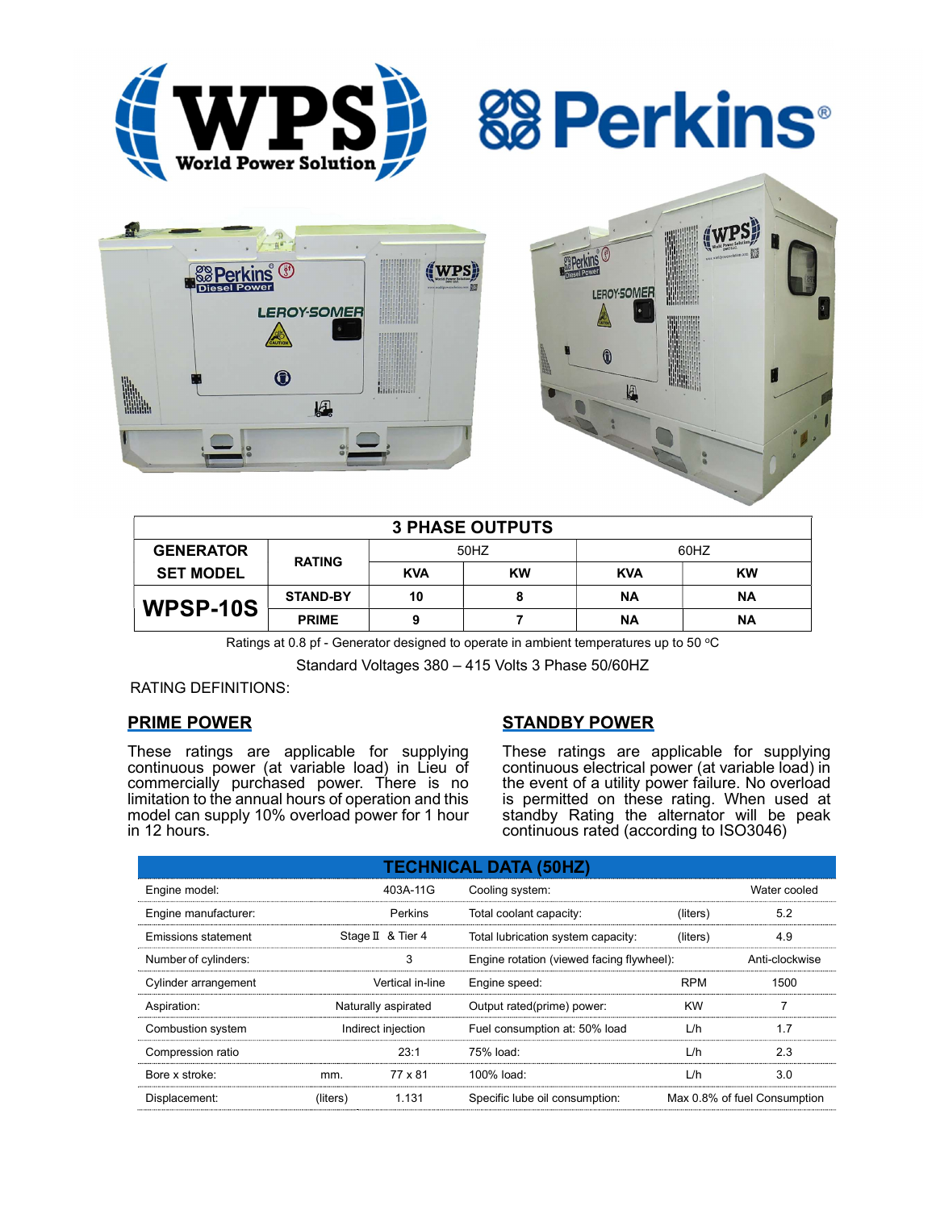| 3 PHASE OUTPUTS | | | | | |
|---|---|---|---|---|---|
| GENERATOR SET MODEL | RATING | 50HZ | | 60HZ | |
| | | KVA | KW | KVA | KW |
| WPSP-10S | STAND-BY | 10 | 8 | NA | NA |
| | PRIME | 9 | 7 | NA | NA |

Ratings at 0.8 pf - Generator designed to operate in ambient temperatures up to 50 ºC

Standard Voltages 380 – 415 Volts 3 Phase 50/60HZ

RATING DEFINITIONS:

## PRIME POWER

These ratings are applicable for supplying continuous power (at variable load) in Lieu of commercially purchased power. There is no limitation to the annual hours of operation and this model can supply 10% overload power for 1 hour in 12 hours.

## STANDBY POWER

These ratings are applicable for supplying continuous electrical power (at variable load) in the event of a utility power failure. No overload is permitted on these rating. When used at standby Rating the alternator will be peak continuous rated (according to ISO3046)

## TECHNICAL DATA (50HZ)

| | | | | | |
|---|---|---|---|---|---|
| Engine model: | | 403A-11G | Cooling system: | | Water cooled |
| Engine manufacturer: | | Perkins | Total coolant capacity: | (liters) | 5.2 |
| Emissions statement | | Stage II & Tier 4 | Total lubrication system capacity: | (liters) | 4.9 |
| Number of cylinders: | | 3 | Engine rotation (viewed facing flywheel): | | Anti-clockwise |
| Cylinder arrangement | | Vertical in-line | Engine speed: | RPM | 1500 |
| Aspiration: | | Naturally aspirated | Output rated(prime) power: | KW | 7 |
| Combustion system | | Indirect injection | Fuel consumption at: 50% load | L/h | 1.7 |
| Compression ratio | | 23:1 | 75% load: | L/h | 2.3 |
| Bore x stroke: | mm. | 77 x 81 | 100% load: | L/h | 3.0 |
| Displacement: | (liters) | 1.131 | Specific lube oil consumption: | | Max 0.8% of fuel Consumption |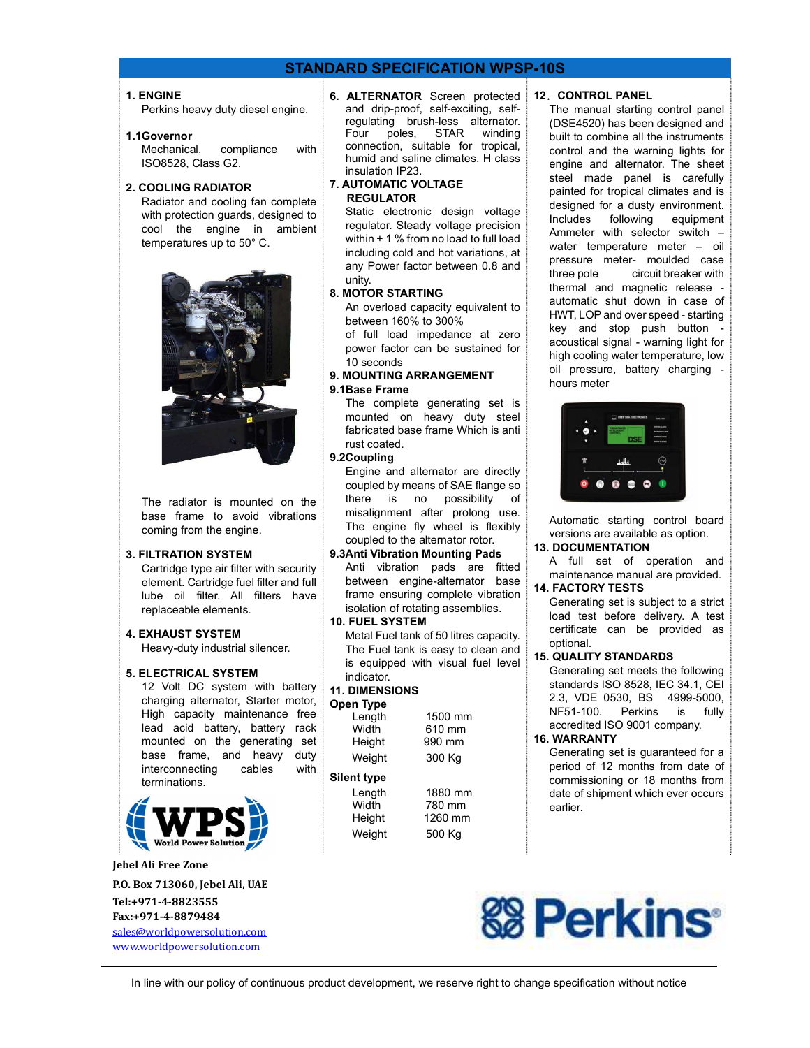# STANDARD SPECIFICATION WPSP-10S

### 1. ENGINE

Perkins heavy duty diesel engine.

### 1.1Governor

Mechanical, compliance with ISO8528, Class G2.

### 2. COOLING RADIATOR

Radiator and cooling fan complete with protection guards, designed to cool the engine in ambient temperatures up to 50° C.

The radiator is mounted on the base frame to avoid vibrations coming from the engine.

### 3. FILTRATION SYSTEM

Cartridge type air filter with security element. Cartridge fuel filter and full lube oil filter. All filters have replaceable elements.

### 4. EXHAUST SYSTEM

Heavy-duty industrial silencer.

### 5. ELECTRICAL SYSTEM

12 Volt DC system with battery charging alternator, Starter motor, High capacity maintenance free lead acid battery, battery rack mounted on the generating set base frame, and heavy duty interconnecting cables with terminations.

**Jebel Ali Free Zone**
**P.O. Box 713060, Jebel Ali, UAE**
**Tel:+971-4-8823555**
**Fax:+971-4-8879484**
sales@worldpowersolution.com
www.worldpowersolution.com

### 6. ALTERNATOR

Screen protected and drip-proof, self-exciting, self-regulating brush-less alternator. Four poles, STAR winding connection, suitable for tropical, humid and saline climates. H class insulation IP23.

### 7. AUTOMATIC VOLTAGE REGULATOR

Static electronic design voltage regulator. Steady voltage precision within + 1 % from no load to full load including cold and hot variations, at any Power factor between 0.8 and unity.

### 8. MOTOR STARTING

An overload capacity equivalent to between 160% to 300% of full load impedance at zero power factor can be sustained for 10 seconds

### 9. MOUNTING ARRANGEMENT

### 9.1Base Frame

The complete generating set is mounted on heavy duty steel fabricated base frame Which is anti rust coated.

### 9.2Coupling

Engine and alternator are directly coupled by means of SAE flange so there is no possibility of misalignment after prolong use. The engine fly wheel is flexibly coupled to the alternator rotor.

### 9.3Anti Vibration Mounting Pads

Anti vibration pads are fitted between engine-alternator base frame ensuring complete vibration isolation of rotating assemblies.

### 10. FUEL SYSTEM

Metal Fuel tank of 50 litres capacity. The Fuel tank is easy to clean and is equipped with visual fuel level indicator.

### 11. DIMENSIONS

**Open Type**

| | |
|---|---|
| Length | 1500 mm |
| Width | 610 mm |
| Height | 990 mm |
| Weight | 300 Kg |

**Silent type**

| | |
|---|---|
| Length | 1880 mm |
| Width | 780 mm |
| Height | 1260 mm |
| Weight | 500 Kg |

### 12. CONTROL PANEL

The manual starting control panel (DSE4520) has been designed and built to combine all the instruments control and the warning lights for engine and alternator. The sheet steel made panel is carefully painted for tropical climates and is designed for a dusty environment. Includes following equipment Ammeter with selector switch – water temperature meter – oil pressure meter- moulded case three pole circuit breaker with thermal and magnetic release - automatic shut down in case of HWT, LOP and over speed - starting key and stop push button - acoustical signal - warning light for high cooling water temperature, low oil pressure, battery charging - hours meter

Automatic starting control board versions are available as option.

### 13. DOCUMENTATION

A full set of operation and maintenance manual are provided.

### 14. FACTORY TESTS

Generating set is subject to a strict load test before delivery. A test certificate can be provided as optional.

### 15. QUALITY STANDARDS

Generating set meets the following standards ISO 8528, IEC 34.1, CEI 2.3, VDE 0530, BS 4999-5000, NF51-100. Perkins is fully accredited ISO 9001 company.

### 16. WARRANTY

Generating set is guaranteed for a period of 12 months from date of commissioning or 18 months from date of shipment which ever occurs earlier.

In line with our policy of continuous product development, we reserve right to change specification without notice